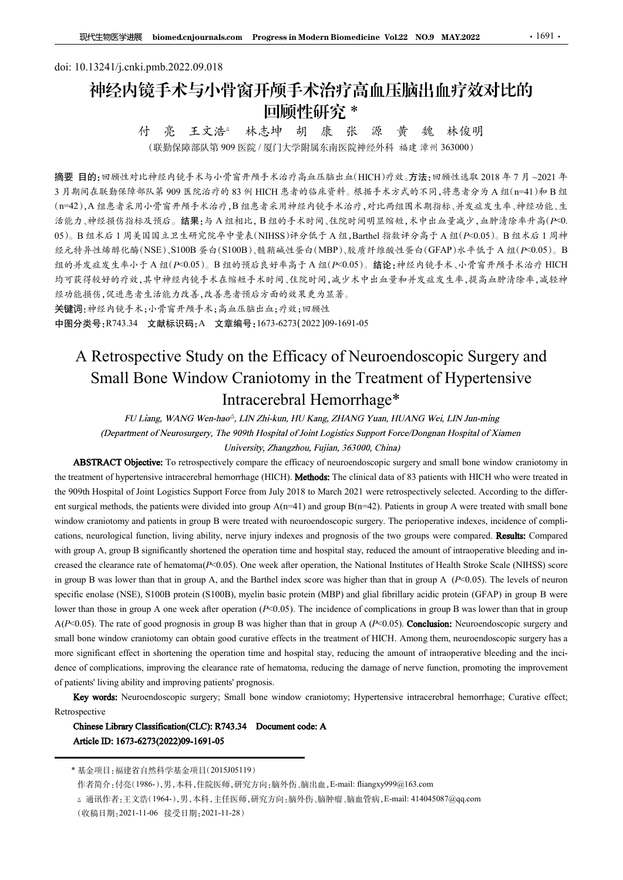doi: 10.13241/j.cnki.pmb.2022.09.018

# 神经内镜手术与小骨窗开颅手术治疗高血压脑出血疗效对比的回顾性研究 *

付 亮 王文浩△ 林志坤 胡 康 张 源 黄 魏 林俊明

（联勤保障部队第 909 医院 / 厦门大学附属东南医院神经外科 福建 漳州 363000）

**摘要 目的：**回顾性对比神经内镜手术与小骨窗开颅手术治疗高血压脑出血(HICH)疗效。**方法：**回顾性选取 2018 年 7 月 ~2021 年 3 月期间在联勤保障部队第 909 医院治疗的 83 例 HICH 患者的临床资料。根据手术方式的不同，将患者分为 A 组(n=41)和 B 组(n=42)，A 组患者采用小骨窗开颅手术治疗，B 组患者采用神经内镜手术治疗，对比两组围术期指标、并发症发生率、神经功能、生活能力、神经损伤指标及预后。**结果：**与 A 组相比，B 组的手术时间、住院时间明显缩短，术中出血量减少，血肿清除率升高($P<0.05$)。B 组术后 1 周美国国立卫生研究院卒中量表(NIHSS)评分低于 A 组，Barthel 指数评分高于 A 组($P<0.05$)。B 组术后 1 周神经元特异性烯醇化酶(NSE)、S100B 蛋白(S100B)、髓鞘碱性蛋白(MBP)、胶质纤维酸性蛋白(GFAP)水平低于 A 组($P<0.05$)。B 组的并发症发生率小于 A 组($P<0.05$)。B 组的预后良好率高于 A 组($P<0.05$)。**结论：**神经内镜手术、小骨窗开颅手术治疗 HICH 均可获得较好的疗效，其中神经内镜手术在缩短手术时间、住院时间，减少术中出血量和并发症发生率，提高血肿清除率，减轻神经功能损伤，促进患者生活能力改善，改善患者预后方面的效果更为显著。

**关键词：**神经内镜手术；小骨窗开颅手术；高血压脑出血；疗效；回顾性

**中图分类号：**R743.34 **文献标识码：**A **文章编号：**1673-6273(2022)09-1691-05

# A Retrospective Study on the Efficacy of Neuroendoscopic Surgery and Small Bone Window Craniotomy in the Treatment of Hypertensive Intracerebral Hemorrhage*

*FU Liang, WANG Wen-hao△, LIN Zhi-kun, HU Kang, ZHANG Yuan, HUANG Wei, LIN Jun-ming*

*(Department of Neurosurgery, The 909th Hospital of Joint Logistics Support Force/Dongnan Hospital of Xiamen University, Zhangzhou, Fujian, 363000, China)*

**ABSTRACT Objective:** To retrospectively compare the efficacy of neuroendoscopic surgery and small bone window craniotomy in the treatment of hypertensive intracerebral hemorrhage (HICH). **Methods:** The clinical data of 83 patients with HICH who were treated in the 909th Hospital of Joint Logistics Support Force from July 2018 to March 2021 were retrospectively selected. According to the different surgical methods, the patients were divided into group A(n=41) and group B(n=42). Patients in group A were treated with small bone window craniotomy and patients in group B were treated with neuroendoscopic surgery. The perioperative indexes, incidence of complications, neurological function, living ability, nerve injury indexes and prognosis of the two groups were compared. **Results:** Compared with group A, group B significantly shortened the operation time and hospital stay, reduced the amount of intraoperative bleeding and increased the clearance rate of hematoma($P<0.05$). One week after operation, the National Institutes of Health Stroke Scale (NIHSS) score in group B was lower than that in group A, and the Barthel index score was higher than that in group A ($P<0.05$). The levels of neuron specific enolase (NSE), S100B protein (S100B), myelin basic protein (MBP) and glial fibrillary acidic protein (GFAP) in group B were lower than those in group A one week after operation ($P<0.05$). The incidence of complications in group B was lower than that in group A($P<0.05$). The rate of good prognosis in group B was higher than that in group A ($P<0.05$). **Conclusion:** Neuroendoscopic surgery and small bone window craniotomy can obtain good curative effects in the treatment of HICH. Among them, neuroendoscopic surgery has a more significant effect in shortening the operation time and hospital stay, reducing the amount of intraoperative bleeding and the incidence of complications, improving the clearance rate of hematoma, reducing the damage of nerve function, promoting the improvement of patients' living ability and improving patients' prognosis.

**Key words:** Neuroendoscopic surgery; Small bone window craniotomy; Hypertensive intracerebral hemorrhage; Curative effect; Retrospective

**Chinese Library Classification(CLC): R743.34 Document code: A**

**Article ID: 1673-6273(2022)09-1691-05**

---

\* 基金项目：福建省自然科学基金项目(2015J05119)

作者简介：付亮(1986-)，男，本科，住院医师，研究方向：脑外伤、脑出血，E-mail: fliangxy999@163.com

△ 通讯作者：王文浩(1964-)，男，本科，主任医师，研究方向：脑外伤、脑肿瘤、脑血管病，E-mail: 414045087@qq.com

(收稿日期：2021-11-06 接受日期：2021-11-28)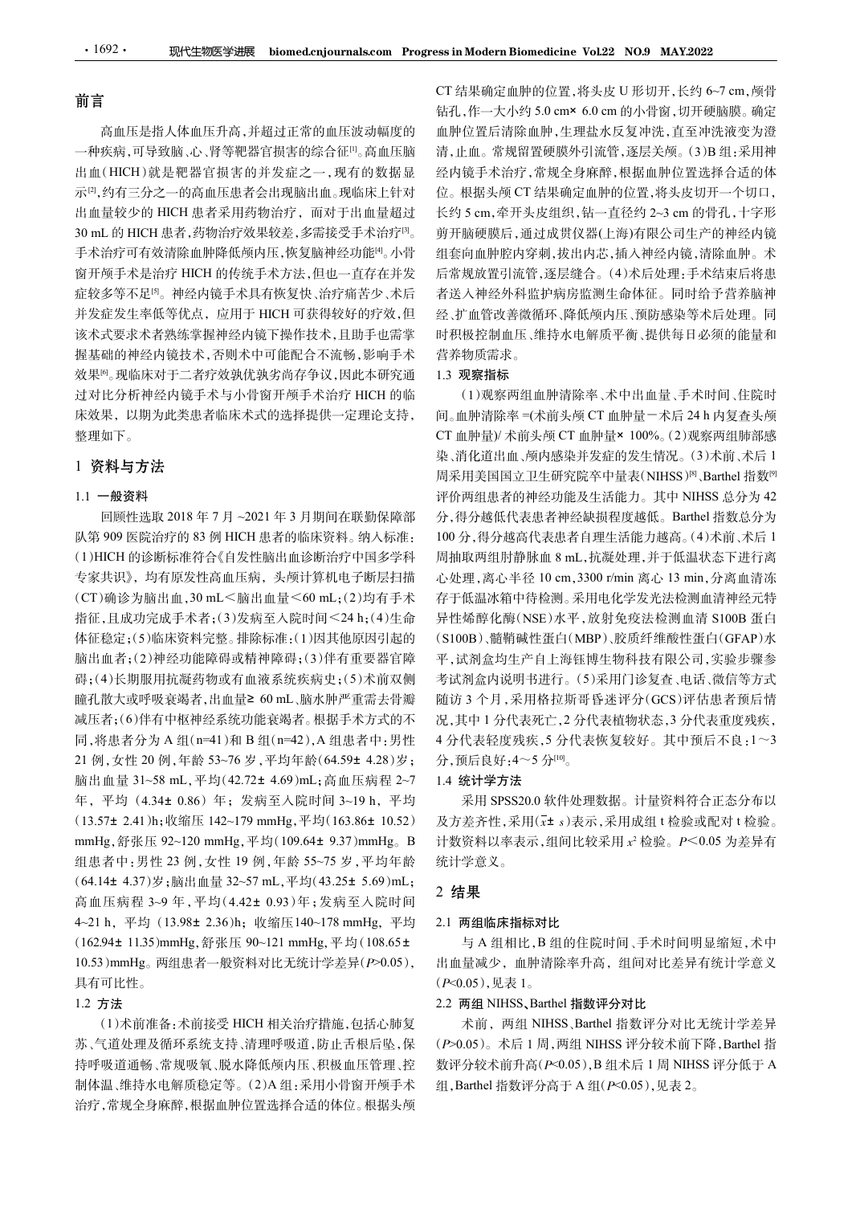## 前言

高血压是指人体血压升高，并超过正常的血压波动幅度的一种疾病，可导致脑、心、肾等靶器官损害的综合征[1]。高血压脑出血(HICH)就是靶器官损害的并发症之一，现有的数据显示[2]，约有三分之一的高血压患者会出现脑出血。现临床上针对出血量较少的 HICH 患者采用药物治疗，而对于出血量超过 30 mL 的 HICH 患者，药物治疗效果较差，多需接受手术治疗[3]。手术治疗可有效清除血肿降低颅内压，恢复脑神经功能[4]。小骨窗开颅手术是治疗 HICH 的传统手术方法，但也一直存在并发症较多等不足[5]。神经内镜手术具有恢复快、治疗痛苦少、术后并发症发生率低等优点，应用于 HICH 可获得较好的疗效，但该术式要求术者熟练掌握神经内镜下操作技术，且助手也需掌握基础的神经内镜技术，否则术中可能配合不流畅，影响手术效果[6]。现临床对于二者疗效孰优孰劣尚存争议，因此本研究通过对比分析神经内镜手术与小骨窗开颅手术治疗 HICH 的临床效果，以期为此类患者临床术式的选择提供一定理论支持，整理如下。

## 1 资料与方法

### 1.1 一般资料

回顾性选取 2018 年 7 月 ~2021 年 3 月期间在联勤保障部队第 909 医院治疗的 83 例 HICH 患者的临床资料。纳入标准：(1)HICH 的诊断标准符合《自发性脑出血诊断治疗中国多学科专家共识》，均有原发性高血压病，头颅计算机电子断层扫描(CT)确诊为脑出血，30 mL＜脑出血量＜60 mL；(2)均有手术指征，且成功完成手术者；(3)发病至入院时间＜24 h；(4)生命体征稳定；(5)临床资料完整。排除标准：(1)因其他原因引起的脑出血者；(2)神经功能障碍或精神障碍；(3)伴有重要器官障碍；(4)长期服用抗凝药物或有血液系统疾病史；(5)术前双侧瞳孔散大或呼吸衰竭者，出血量≥ 60 mL、脑水肿严重需去骨瓣减压者；(6)伴有中枢神经系统功能衰竭者。根据手术方式的不同，将患者分为 A 组(n=41)和 B 组(n=42)，A 组患者中：男性 21 例，女性 20 例，年龄 53~76 岁，平均年龄(64.59± 4.28)岁；脑出血量 31~58 mL，平均(42.72± 4.69)mL；高血压病程 2~7 年，平均(4.34± 0.86)年；发病至入院时间 3~19 h，平均(13.57± 2.41)h；收缩压 142~179 mmHg，平均(163.86± 10.52) mmHg，舒张压 92~120 mmHg，平均(109.64± 9.37)mmHg。B 组患者中：男性 23 例，女性 19 例，年龄 55~75 岁，平均年龄(64.14± 4.37)岁；脑出血量 32~57 mL，平均(43.25± 5.69)mL；高血压病程 3~9 年，平均(4.42± 0.93)年；发病至入院时间 4~21 h，平均(13.98± 2.36)h；收缩压140~178 mmHg，平均(162.94± 11.35)mmHg，舒张压 90~121 mmHg，平均(108.65± 10.53)mmHg。两组患者一般资料对比无统计学差异($P$>0.05)，具有可比性。

### 1.2 方法

(1)术前准备：术前接受 HICH 相关治疗措施，包括心肺复苏、气道处理及循环系统支持、清理呼吸道，防止舌根后坠，保持呼吸道通畅、常规吸氧、脱水降低颅内压、积极血压管理、控制体温、维持水电解质稳定等。(2)A 组：采用小骨窗开颅手术治疗，常规全身麻醉，根据血肿位置选择合适的体位。根据头颅 CT 结果确定血肿的位置，将头皮 U 形切开，长约 6~7 cm，颅骨钻孔，作一大小约 5.0 cm× 6.0 cm 的小骨窗，切开硬脑膜。确定血肿位置后清除血肿，生理盐水反复冲洗，直至冲洗液变为澄清，止血。常规留置硬膜外引流管，逐层关颅。(3)B 组：采用神经内镜手术治疗，常规全身麻醉，根据血肿位置选择合适的体位。根据头颅 CT 结果确定血肿的位置，将头皮切开一个切口，长约 5 cm，牵开头皮组织，钻一直径约 2~3 cm 的骨孔，十字形剪开脑硬膜后，通过成贯仪器(上海)有限公司生产的神经内镜组套向血肿腔内穿刺，拔出内芯，插入神经内镜，清除血肿。术后常规放置引流管，逐层缝合。(4)术后处理：手术结束后将患者送入神经外科监护病房监测生命体征。同时给予营养脑神经、扩血管改善微循环、降低颅内压、预防感染等术后处理。同时积极控制血压、维持水电解质平衡、提供每日必须的能量和营养物质需求。

### 1.3 观察指标

(1)观察两组血肿清除率、术中出血量、手术时间、住院时间。血肿清除率 =(术前头颅 CT 血肿量－术后 24 h 内复查头颅 CT 血肿量)/ 术前头颅 CT 血肿量× 100%。(2)观察两组肺部感染、消化道出血、颅内感染并发症的发生情况。(3)术前、术后 1 周采用美国国立卫生研究院卒中量表(NIHSS)[8]、Barthel 指数[9]评价两组患者的神经功能及生活能力。其中 NIHSS 总分为 42 分，得分越低代表患者神经缺损程度越低。Barthel 指数总分为 100 分，得分越高代表患者自理生活能力越高。(4)术前、术后 1 周抽取两组肘静脉血 8 mL，抗凝处理，并于低温状态下进行离心处理，离心半径 10 cm，3300 r/min 离心 13 min，分离血清冻存于低温冰箱中待检测。采用电化学发光法检测血清神经元特异性烯醇化酶(NSE)水平，放射免疫法检测血清 S100B 蛋白(S100B)、髓鞘碱性蛋白(MBP)、胶质纤维酸性蛋白(GFAP)水平，试剂盒均生产自上海钰博生物科技有限公司，实验步骤参考试剂盒内说明书进行。(5)采用门诊复查、电话、微信等方式随访 3 个月，采用格拉斯哥昏迷评分(GCS)评估患者预后情况，其中 1 分代表死亡，2 分代表植物状态，3 分代表重度残疾，4 分代表轻度残疾，5 分代表恢复较好。其中预后不良：1～3 分，预后良好：4～5 分[10]。

### 1.4 统计学方法

采用 SPSS20.0 软件处理数据。计量资料符合正态分布以及方差齐性，采用($\bar{x}\pm s$)表示，采用成组 t 检验或配对 t 检验。计数资料以率表示，组间比较采用 $x^2$ 检验。$P$＜0.05 为差异有统计学意义。

## 2 结果

### 2.1 两组临床指标对比

与 A 组相比，B 组的住院时间、手术时间明显缩短，术中出血量减少，血肿清除率升高，组间对比差异有统计学意义($P$<0.05)，见表 1。

### 2.2 两组 NIHSS、Barthel 指数评分对比

术前，两组 NIHSS、Barthel 指数评分对比无统计学差异($P$>0.05)。术后 1 周，两组 NIHSS 评分较术前下降，Barthel 指数评分较术前升高($P$<0.05)，B 组术后 1 周 NIHSS 评分低于 A 组，Barthel 指数评分高于 A 组($P$<0.05)，见表 2。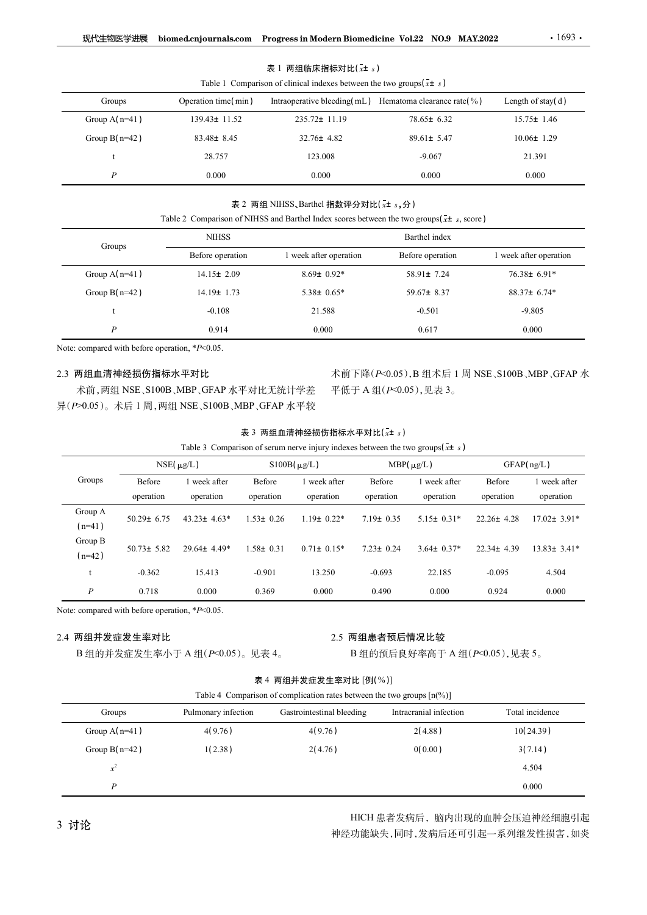表 1 两组临床指标对比($\bar{x}\pm s$)

Table 1 Comparison of clinical indexes between the two groups($\bar{x}\pm s$)

| Groups | Operation time(min) | Intraoperative bleeding(mL) | Hematoma clearance rate(%) | Length of stay(d) |
|---|---|---|---|---|
| Group A(n=41) | 139.43± 11.52 | 235.72± 11.19 | 78.65± 6.32 | 15.75± 1.46 |
| Group B(n=42) | 83.48± 8.45 | 32.76± 4.82 | 89.61± 5.47 | 10.06± 1.29 |
| t | 28.757 | 123.008 | -9.067 | 21.391 |
| *P* | 0.000 | 0.000 | 0.000 | 0.000 |

表 2 两组 NIHSS、Barthel 指数评分对比($\bar{x}\pm s$,分)

Table 2 Comparison of NIHSS and Barthel Index scores between the two groups($\bar{x}\pm s$, score)

| Groups | NIHSS | | Barthel index | |
|---|---|---|---|---|
| | Before operation | 1 week after operation | Before operation | 1 week after operation |
| Group A(n=41) | 14.15± 2.09 | 8.69± 0.92* | 58.91± 7.24 | 76.38± 6.91* |
| Group B(n=42) | 14.19± 1.73 | 5.38± 0.65* | 59.67± 8.37 | 88.37± 6.74* |
| t | -0.108 | 21.588 | -0.501 | -9.805 |
| *P* | 0.914 | 0.000 | 0.617 | 0.000 |

Note: compared with before operation, *$P$<0.05.

### 2.3 两组血清神经损伤指标水平对比

术前,两组 NSE、S100B、MBP、GFAP 水平对比无统计学差异($P$>0.05)。术后 1 周,两组 NSE、S100B、MBP、GFAP 水平较术前下降($P$<0.05),B 组术后 1 周 NSE、S100B、MBP、GFAP 水平低于 A 组($P$<0.05),见表 3。

表 3 两组血清神经损伤指标水平对比($\bar{x}\pm s$)

Table 3 Comparison of serum nerve injury indexes between the two groups($\bar{x}\pm s$)

| Groups | NSE(μg/L) | | S100B(μg/L) | | MBP(μg/L) | | GFAP(ng/L) | |
|---|---|---|---|---|---|---|---|---|
| | Before operation | 1 week after operation | Before operation | 1 week after operation | Before operation | 1 week after operation | Before operation | 1 week after operation |
| Group A (n=41) | 50.29± 6.75 | 43.23± 4.63* | 1.53± 0.26 | 1.19± 0.22* | 7.19± 0.35 | 5.15± 0.31* | 22.26± 4.28 | 17.02± 3.91* |
| Group B (n=42) | 50.73± 5.82 | 29.64± 4.49* | 1.58± 0.31 | 0.71± 0.15* | 7.23± 0.24 | 3.64± 0.37* | 22.34± 4.39 | 13.83± 3.41* |
| t | -0.362 | 15.413 | -0.901 | 13.250 | -0.693 | 22.185 | -0.095 | 4.504 |
| *P* | 0.718 | 0.000 | 0.369 | 0.000 | 0.490 | 0.000 | 0.924 | 0.000 |

Note: compared with before operation, *$P$<0.05.

### 2.4 两组并发症发生率对比

B 组的并发症发生率小于 A 组($P$<0.05)。见表 4。

### 2.5 两组患者预后情况比较

B 组的预后良好率高于 A 组($P$<0.05),见表 5。

表 4 两组并发症发生率对比 [例(%)]

Table 4 Comparison of complication rates between the two groups [n(%)]

| Groups | Pulmonary infection | Gastrointestinal bleeding | Intracranial infection | Total incidence |
|---|---|---|---|---|
| Group A(n=41) | 4(9.76) | 4(9.76) | 2(4.88) | 10(24.39) |
| Group B(n=42) | 1(2.38) | 2(4.76) | 0(0.00) | 3(7.14) |
| $x^2$ | | | | 4.504 |
| *P* | | | | 0.000 |

## 3 讨论

HICH 患者发病后,脑内出现的血肿会压迫神经细胞引起神经功能缺失,同时,发病后还可引起一系列继发性损害,如炎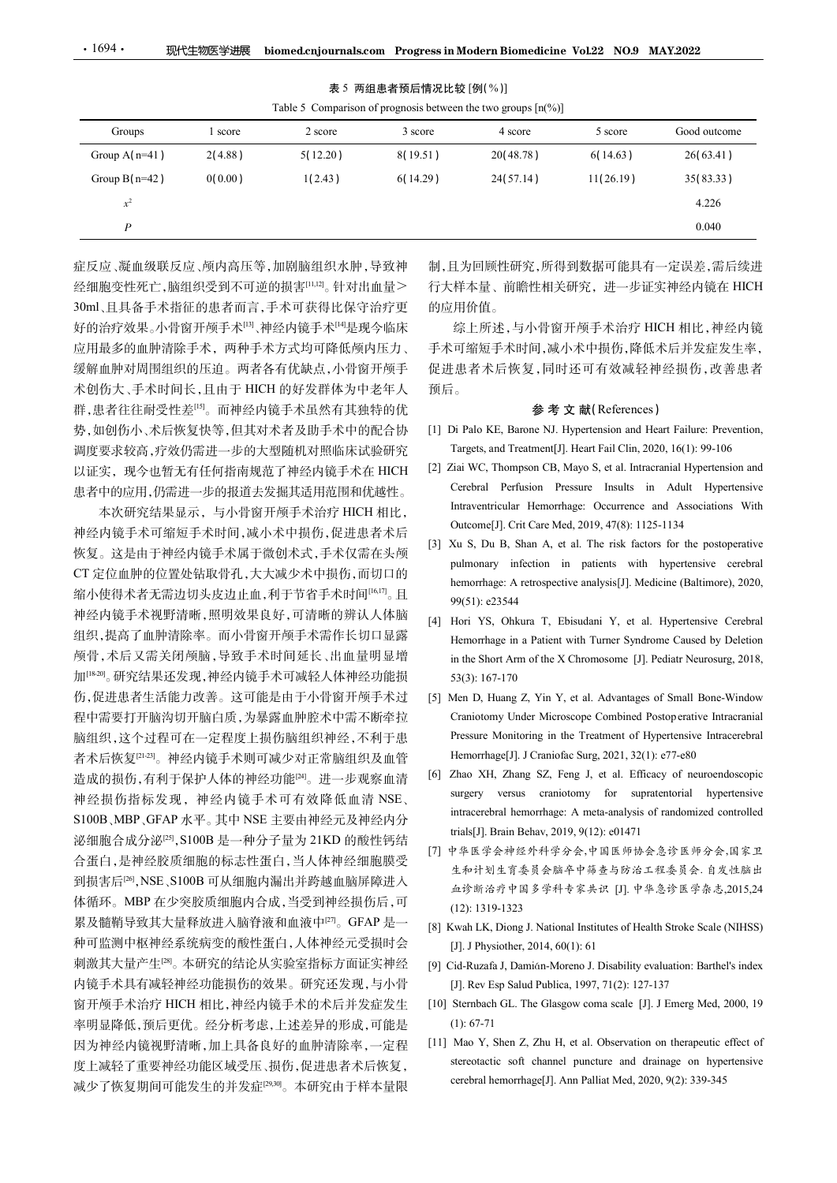表 5 两组患者预后情况比较 [例(%)]

Table 5 Comparison of prognosis between the two groups [n(%)]

| Groups | 1 score | 2 score | 3 score | 4 score | 5 score | Good outcome |
|---|---|---|---|---|---|---|
| Group A(n=41) | 2(4.88) | 5(12.20) | 8(19.51) | 20(48.78) | 6(14.63) | 26(63.41) |
| Group B(n=42) | 0(0.00) | 1(2.43) | 6(14.29) | 24(57.14) | 11(26.19) | 35(83.33) |
| $x^2$ | | | | | | 4.226 |
| $P$ | | | | | | 0.040 |

症反应、凝血级联反应、颅内高压等，加剧脑组织水肿，导致神经细胞变性死亡，脑组织受到不可逆的损害[11,12]。针对出血量＞30ml、且具备手术指征的患者而言，手术可获得比保守治疗更好的治疗效果。小骨窗开颅手术[13]、神经内镜手术[14]是现今临床应用最多的血肿清除手术，两种手术方式均可降低颅内压力、缓解血肿对周围组织的压迫。两者各有优缺点，小骨窗开颅手术创伤大、手术时间长，且由于 HICH 的好发群体为中老年人群，患者往往耐受性差[15]。而神经内镜手术虽然有其独特的优势，如创伤小、术后恢复快等，但其对术者及助手术中的配合协调度要求较高，疗效仍需进一步的大型随机对照临床试验研究以证实，现今也暂无有任何指南规范了神经内镜手术在 HICH 患者中的应用，仍需进一步的报道去发掘其适用范围和优越性。

本次研究结果显示，与小骨窗开颅手术治疗 HICH 相比，神经内镜手术可缩短手术时间，减小术中损伤，促进患者术后恢复。这是由于神经内镜手术属于微创术式，手术仅需在头颅 CT 定位血肿的位置处钻取骨孔，大大减少术中损伤，而切口的缩小使得术者无需边切头皮边止血，利于节省手术时间[16,17]。且神经内镜手术视野清晰，照明效果良好，可清晰的辨认人体脑组织，提高了血肿清除率。而小骨窗开颅手术需作长切口显露颅骨，术后又需关闭颅脑，导致手术时间延长、出血量明显增加[18-20]。研究结果还发现，神经内镜手术可减轻人体神经功能损伤，促进患者生活能力改善。这可能是由于小骨窗开颅手术过程中需要打开脑沟切开脑白质，为暴露血肿腔术中需不断牵拉脑组织，这个过程可在一定程度上损伤脑组织神经，不利于患者术后恢复[21-23]。神经内镜手术则可减少对正常脑组织及血管造成的损伤，有利于保护人体的神经功能[24]。进一步观察血清神经损伤指标发现，神经内镜手术可有效降低血清 NSE、S100B、MBP、GFAP 水平。其中 NSE 主要由神经元及神经内分泌细胞合成分泌[25]，S100B 是一种分子量为 21KD 的酸性钙结合蛋白，是神经胶质细胞的标志性蛋白，当人体神经细胞膜受到损害后[26]，NSE、S100B 可从细胞内漏出并跨越血脑屏障进入体循环。MBP 在少突胶质细胞内合成，当受到神经损伤后，可累及髓鞘导致其大量释放进入脑脊液和血液中[27]。GFAP 是一种可监测中枢神经系统病变的酸性蛋白，人体神经元受损时会刺激其大量产生[28]。本研究的结论从实验室指标方面证实神经内镜手术具有减轻神经功能损伤的效果。研究还发现，与小骨窗开颅手术治疗 HICH 相比，神经内镜手术的术后并发症发生率明显降低，预后更优。经分析考虑，上述差异的形成，可能是因为神经内镜视野清晰，加上其具备良好的血肿清除率，一定程度上减轻了重要神经功能区域受压、损伤，促进患者术后恢复，减少了恢复期间可能发生的并发症[29,30]。本研究由于样本量限制，且为回顾性研究，所得到数据可能具有一定误差，需后续进行大样本量、前瞻性相关研究，进一步证实神经内镜在 HICH 的应用价值。

综上所述，与小骨窗开颅手术治疗 HICH 相比，神经内镜手术可缩短手术时间，减小术中损伤，降低术后并发症发生率，促进患者术后恢复，同时还可有效减轻神经损伤，改善患者预后。

## 参 考 文 献(References)

[1] Di Palo KE, Barone NJ. Hypertension and Heart Failure: Prevention, Targets, and Treatment[J]. Heart Fail Clin, 2020, 16(1): 99-106

[2] Ziai WC, Thompson CB, Mayo S, et al. Intracranial Hypertension and Cerebral Perfusion Pressure Insults in Adult Hypertensive Intraventricular Hemorrhage: Occurrence and Associations With Outcome[J]. Crit Care Med, 2019, 47(8): 1125-1134

[3] Xu S, Du B, Shan A, et al. The risk factors for the postoperative pulmonary infection in patients with hypertensive cerebral hemorrhage: A retrospective analysis[J]. Medicine (Baltimore), 2020, 99(51): e23544

[4] Hori YS, Ohkura T, Ebisudani Y, et al. Hypertensive Cerebral Hemorrhage in a Patient with Turner Syndrome Caused by Deletion in the Short Arm of the X Chromosome [J]. Pediatr Neurosurg, 2018, 53(3): 167-170

[5] Men D, Huang Z, Yin Y, et al. Advantages of Small Bone-Window Craniotomy Under Microscope Combined Postoperative Intracranial Pressure Monitoring in the Treatment of Hypertensive Intracerebral Hemorrhage[J]. J Craniofac Surg, 2021, 32(1): e77-e80

[6] Zhao XH, Zhang SZ, Feng J, et al. Efficacy of neuroendoscopic surgery versus craniotomy for supratentorial hypertensive intracerebral hemorrhage: A meta-analysis of randomized controlled trials[J]. Brain Behav, 2019, 9(12): e01471

[7] 中华医学会神经外科学分会,中国医师协会急诊医师分会,国家卫生和计划生育委员会脑卒中筛查与防治工程委员会. 自发性脑出血诊断治疗中国多学科专家共识 [J]. 中华急诊医学杂志,2015,24(12): 1319-1323

[8] Kwah LK, Diong J. National Institutes of Health Stroke Scale (NIHSS) [J]. J Physiother, 2014, 60(1): 61

[9] Cid-Ruzafa J, Damián-Moreno J. Disability evaluation: Barthel's index [J]. Rev Esp Salud Publica, 1997, 71(2): 127-137

[10] Sternbach GL. The Glasgow coma scale [J]. J Emerg Med, 2000, 19 (1): 67-71

[11] Mao Y, Shen Z, Zhu H, et al. Observation on therapeutic effect of stereotactic soft channel puncture and drainage on hypertensive cerebral hemorrhage[J]. Ann Palliat Med, 2020, 9(2): 339-345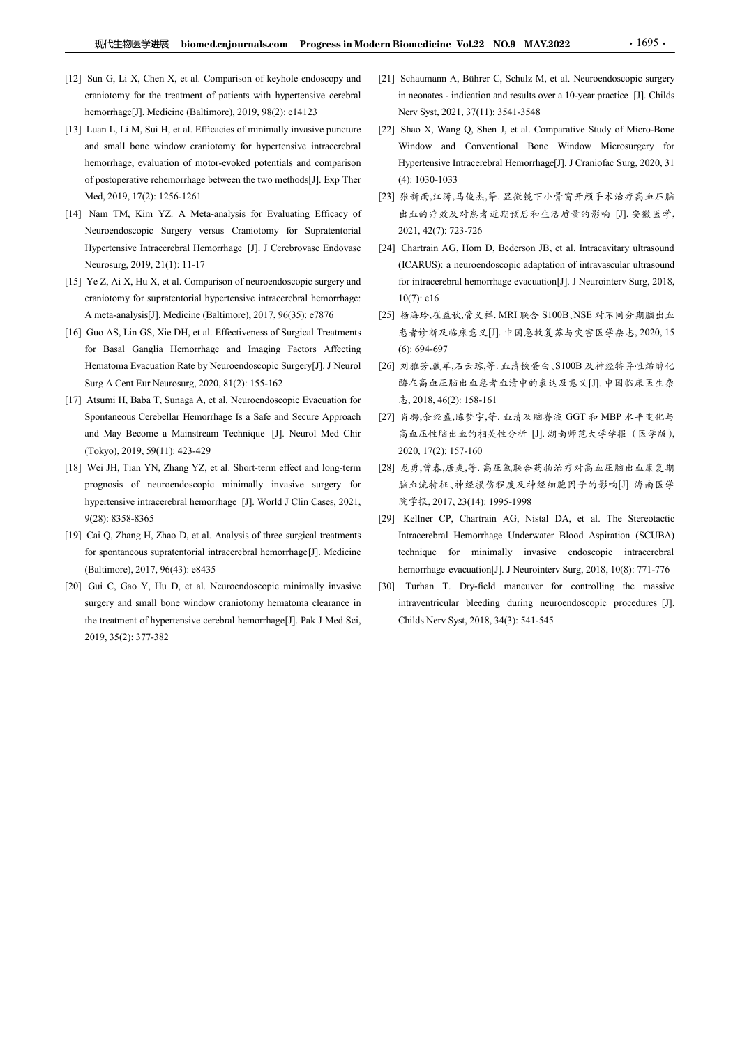[12] Sun G, Li X, Chen X, et al. Comparison of keyhole endoscopy and craniotomy for the treatment of patients with hypertensive cerebral hemorrhage[J]. Medicine (Baltimore), 2019, 98(2): e14123

[13] Luan L, Li M, Sui H, et al. Efficacies of minimally invasive puncture and small bone window craniotomy for hypertensive intracerebral hemorrhage, evaluation of motor-evoked potentials and comparison of postoperative rehemorrhage between the two methods[J]. Exp Ther Med, 2019, 17(2): 1256-1261

[14] Nam TM, Kim YZ. A Meta-analysis for Evaluating Efficacy of Neuroendoscopic Surgery versus Craniotomy for Supratentorial Hypertensive Intracerebral Hemorrhage [J]. J Cerebrovasc Endovasc Neurosurg, 2019, 21(1): 11-17

[15] Ye Z, Ai X, Hu X, et al. Comparison of neuroendoscopic surgery and craniotomy for supratentorial hypertensive intracerebral hemorrhage: A meta-analysis[J]. Medicine (Baltimore), 2017, 96(35): e7876

[16] Guo AS, Lin GS, Xie DH, et al. Effectiveness of Surgical Treatments for Basal Ganglia Hemorrhage and Imaging Factors Affecting Hematoma Evacuation Rate by Neuroendoscopic Surgery[J]. J Neurol Surg A Cent Eur Neurosurg, 2020, 81(2): 155-162

[17] Atsumi H, Baba T, Sunaga A, et al. Neuroendoscopic Evacuation for Spontaneous Cerebellar Hemorrhage Is a Safe and Secure Approach and May Become a Mainstream Technique [J]. Neurol Med Chir (Tokyo), 2019, 59(11): 423-429

[18] Wei JH, Tian YN, Zhang YZ, et al. Short-term effect and long-term prognosis of neuroendoscopic minimally invasive surgery for hypertensive intracerebral hemorrhage [J]. World J Clin Cases, 2021, 9(28): 8358-8365

[19] Cai Q, Zhang H, Zhao D, et al. Analysis of three surgical treatments for spontaneous supratentorial intracerebral hemorrhage[J]. Medicine (Baltimore), 2017, 96(43): e8435

[20] Gui C, Gao Y, Hu D, et al. Neuroendoscopic minimally invasive surgery and small bone window craniotomy hematoma clearance in the treatment of hypertensive cerebral hemorrhage[J]. Pak J Med Sci, 2019, 35(2): 377-382

[21] Schaumann A, Bührer C, Schulz M, et al. Neuroendoscopic surgery in neonates - indication and results over a 10-year practice [J]. Childs Nerv Syst, 2021, 37(11): 3541-3548

[22] Shao X, Wang Q, Shen J, et al. Comparative Study of Micro-Bone Window and Conventional Bone Window Microsurgery for Hypertensive Intracerebral Hemorrhage[J]. J Craniofac Surg, 2020, 31 (4): 1030-1033

[23] 张新雨,江涛,马俊杰,等. 显微镜下小骨窗开颅手术治疗高血压脑出血的疗效及对患者近期预后和生活质量的影响 [J]. 安徽医学, 2021, 42(7): 723-726

[24] Chartrain AG, Hom D, Bederson JB, et al. Intracavitary ultrasound (ICARUS): a neuroendoscopic adaptation of intravascular ultrasound for intracerebral hemorrhage evacuation[J]. J Neurointerv Surg, 2018, 10(7): e16

[25] 杨海玲,崔益秋,管义祥. MRI 联合 S100B、NSE 对不同分期脑出血患者诊断及临床意义[J]. 中国急救复苏与灾害医学杂志, 2020, 15 (6): 694-697

[26] 刘雅芳,戴军,石云琼,等. 血清铁蛋白、S100B 及神经特异性烯醇化酶在高血压脑出血患者血清中的表达及意义[J]. 中国临床医生杂志, 2018, 46(2): 158-161

[27] 肖骋,余经盛,陈梦宇,等. 血清及脑脊液 GGT 和 MBP 水平变化与高血压性脑出血的相关性分析 [J]. 湖南师范大学学报（医学版）, 2020, 17(2): 157-160

[28] 龙勇,曾春,唐爽,等. 高压氧联合药物治疗对高血压脑出血康复期脑血流特征、神经损伤程度及神经细胞因子的影响[J]. 海南医学院学报, 2017, 23(14): 1995-1998

[29] Kellner CP, Chartrain AG, Nistal DA, et al. The Stereotactic Intracerebral Hemorrhage Underwater Blood Aspiration (SCUBA) technique for minimally invasive endoscopic intracerebral hemorrhage evacuation[J]. J Neurointerv Surg, 2018, 10(8): 771-776

[30] Turhan T. Dry-field maneuver for controlling the massive intraventricular bleeding during neuroendoscopic procedures [J]. Childs Nerv Syst, 2018, 34(3): 541-545